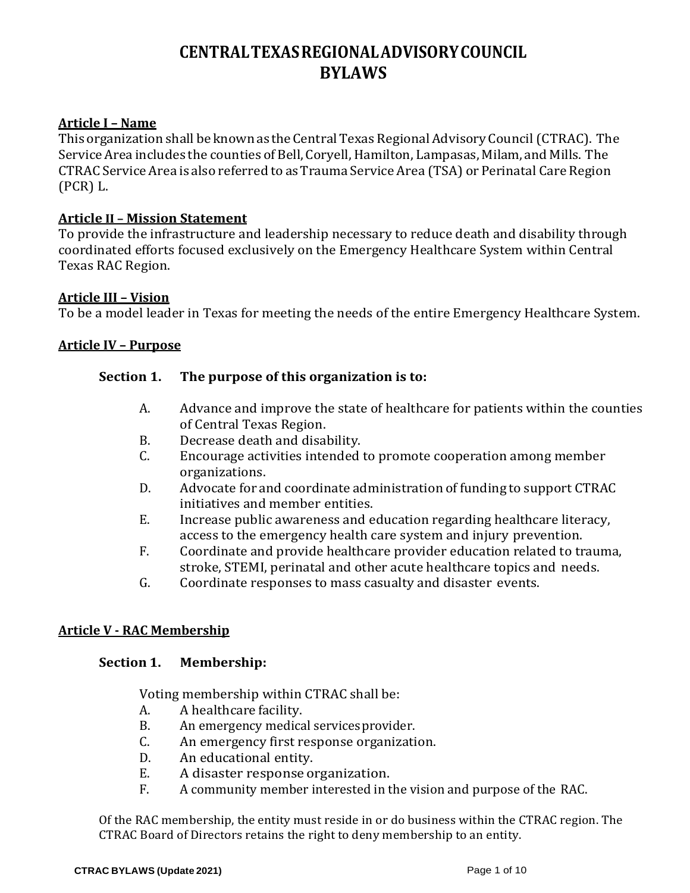# CENTRAL TEXAS REGIONAL ADVISORY COUNCIL BYLAWS

**Article I – Name**

This organization shall be known as the Central Texas Regional Advisory Council (CTRAC). The Service Area includes the counties of Bell, Coryell, Hamilton, Lampasas, Milam, and Mills. The CTRAC Service Area is also referred to as Trauma Service Area (TSA) or Perinatal Care Region (PCR) L.

**Article II – Mission Statement**

To provide the infrastructure and leadership necessary to reduce death and disability through coordinated efforts focused exclusively on the Emergency Healthcare System within Central Texas RAC Region.

**Article III – Vision**

To be a model leader in Texas for meeting the needs of the entire Emergency Healthcare System.

**Article IV – Purpose**

**Section 1. The purpose of this organization is to:**

A. Advance and improve the state of healthcare for patients within the counties of Central Texas Region.
B. Decrease death and disability.
C. Encourage activities intended to promote cooperation among member organizations.
D. Advocate for and coordinate administration of funding to support CTRAC initiatives and member entities.
E. Increase public awareness and education regarding healthcare literacy, access to the emergency health care system and injury prevention.
F. Coordinate and provide healthcare provider education related to trauma, stroke, STEMI, perinatal and other acute healthcare topics and needs.
G. Coordinate responses to mass casualty and disaster events.

**Article V - RAC Membership**

**Section 1. Membership:**

Voting membership within CTRAC shall be:

A. A healthcare facility.
B. An emergency medical services provider.
C. An emergency first response organization.
D. An educational entity.
E. A disaster response organization.
F. A community member interested in the vision and purpose of the RAC.

Of the RAC membership, the entity must reside in or do business within the CTRAC region. The CTRAC Board of Directors retains the right to deny membership to an entity.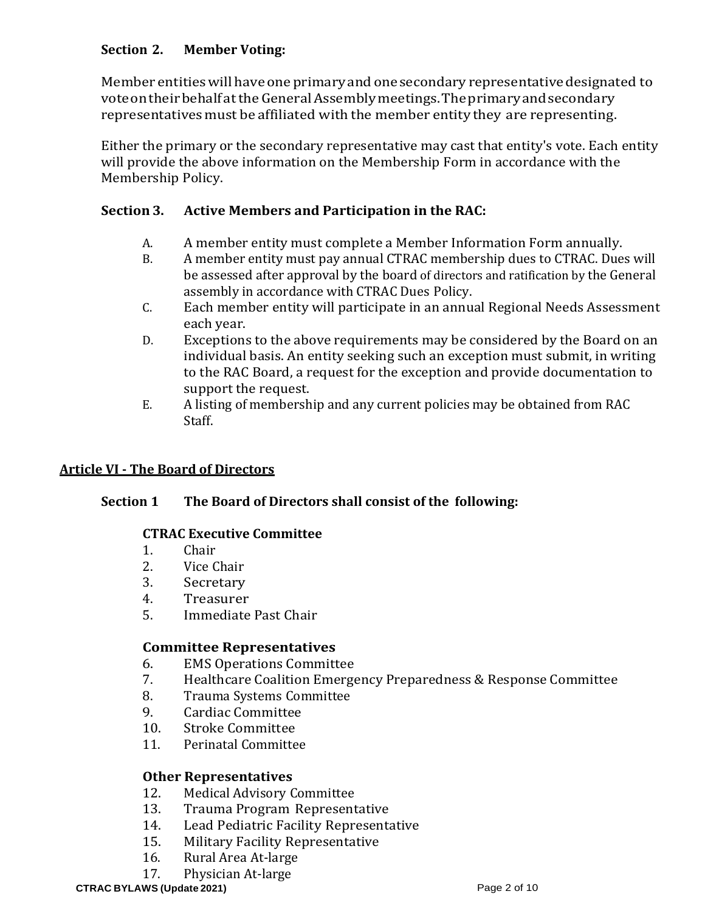### Section 2. Member Voting:

Member entities will have one primary and one secondary representative designated to vote on their behalf at the General Assembly meetings. The primary and secondary representatives must be affiliated with the member entity they are representing.

Either the primary or the secondary representative may cast that entity's vote. Each entity will provide the above information on the Membership Form in accordance with the Membership Policy.

### Section 3. Active Members and Participation in the RAC:

A. A member entity must complete a Member Information Form annually.
B. A member entity must pay annual CTRAC membership dues to CTRAC. Dues will be assessed after approval by the board of directors and ratification by the General assembly in accordance with CTRAC Dues Policy.
C. Each member entity will participate in an annual Regional Needs Assessment each year.
D. Exceptions to the above requirements may be considered by the Board on an individual basis. An entity seeking such an exception must submit, in writing to the RAC Board, a request for the exception and provide documentation to support the request.
E. A listing of membership and any current policies may be obtained from RAC Staff.

## Article VI - The Board of Directors

### Section 1 The Board of Directors shall consist of the following:

**CTRAC Executive Committee**

1. Chair
2. Vice Chair
3. Secretary
4. Treasurer
5. Immediate Past Chair

**Committee Representatives**

6. EMS Operations Committee
7. Healthcare Coalition Emergency Preparedness & Response Committee
8. Trauma Systems Committee
9. Cardiac Committee
10. Stroke Committee
11. Perinatal Committee

**Other Representatives**

12. Medical Advisory Committee
13. Trauma Program Representative
14. Lead Pediatric Facility Representative
15. Military Facility Representative
16. Rural Area At-large
17. Physician At-large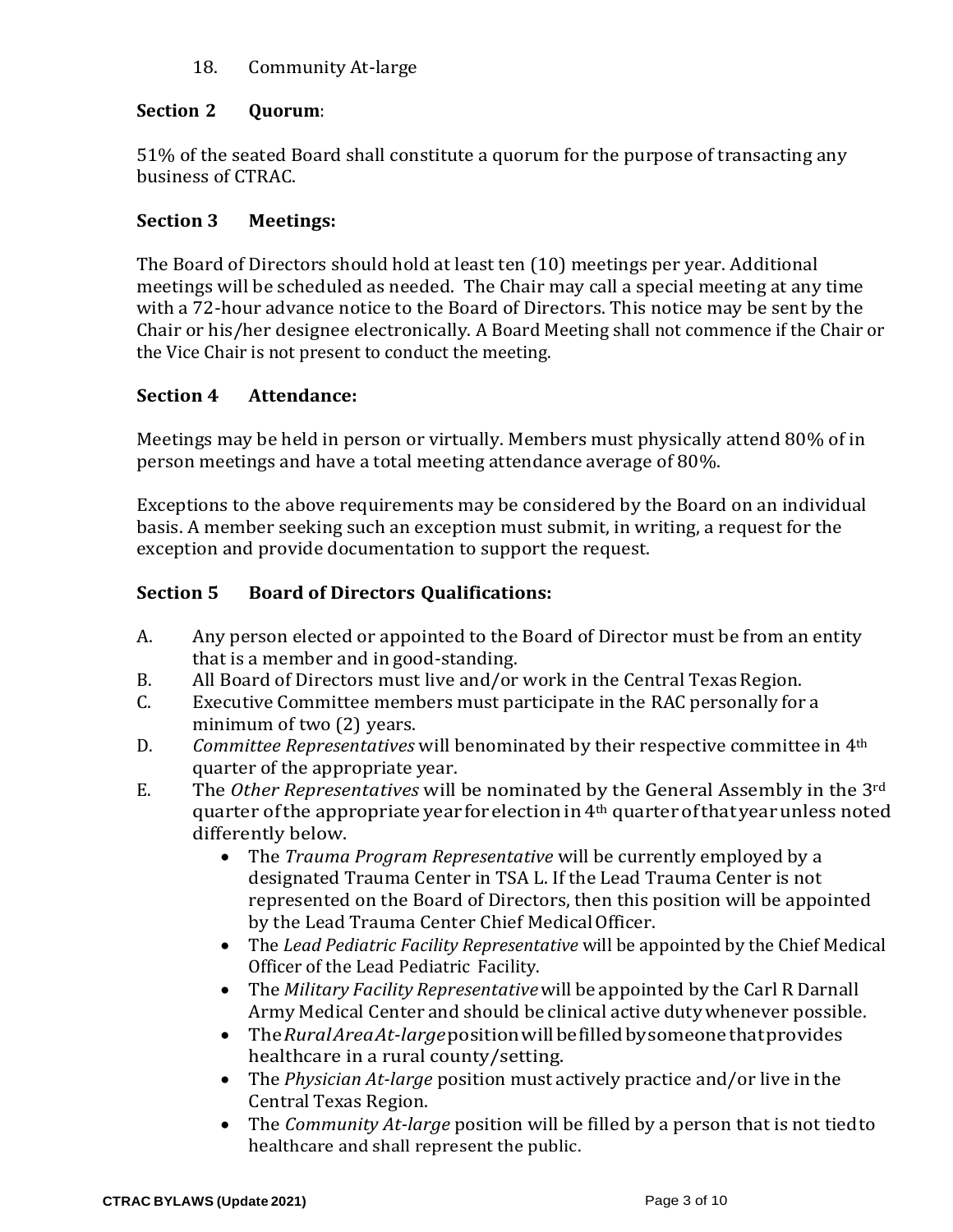18. Community At-large

**Section 2 Quorum**:

51% of the seated Board shall constitute a quorum for the purpose of transacting any business of CTRAC.

**Section 3 Meetings:**

The Board of Directors should hold at least ten (10) meetings per year. Additional meetings will be scheduled as needed. The Chair may call a special meeting at any time with a 72-hour advance notice to the Board of Directors. This notice may be sent by the Chair or his/her designee electronically. A Board Meeting shall not commence if the Chair or the Vice Chair is not present to conduct the meeting.

**Section 4 Attendance:**

Meetings may be held in person or virtually. Members must physically attend 80% of in person meetings and have a total meeting attendance average of 80%.

Exceptions to the above requirements may be considered by the Board on an individual basis. A member seeking such an exception must submit, in writing, a request for the exception and provide documentation to support the request.

**Section 5 Board of Directors Qualifications:**

A. Any person elected or appointed to the Board of Director must be from an entity that is a member and in good-standing.

B. All Board of Directors must live and/or work in the Central Texas Region.

C. Executive Committee members must participate in the RAC personally for a minimum of two (2) years.

D. *Committee Representatives* will benominated by their respective committee in 4th quarter of the appropriate year.

E. The *Other Representatives* will be nominated by the General Assembly in the 3rd quarter of the appropriate year for election in 4th quarter of that year unless noted differently below.

- The *Trauma Program Representative* will be currently employed by a designated Trauma Center in TSA L. If the Lead Trauma Center is not represented on the Board of Directors, then this position will be appointed by the Lead Trauma Center Chief Medical Officer.
- The *Lead Pediatric Facility Representative* will be appointed by the Chief Medical Officer of the Lead Pediatric Facility.
- The *Military Facility Representative* will be appointed by the Carl R Darnall Army Medical Center and should be clinical active duty whenever possible.
- The *Rural Area At-large* position will be filled by someone that provides healthcare in a rural county/setting.
- The *Physician At-large* position must actively practice and/or live in the Central Texas Region.
- The *Community At-large* position will be filled by a person that is not tied to healthcare and shall represent the public.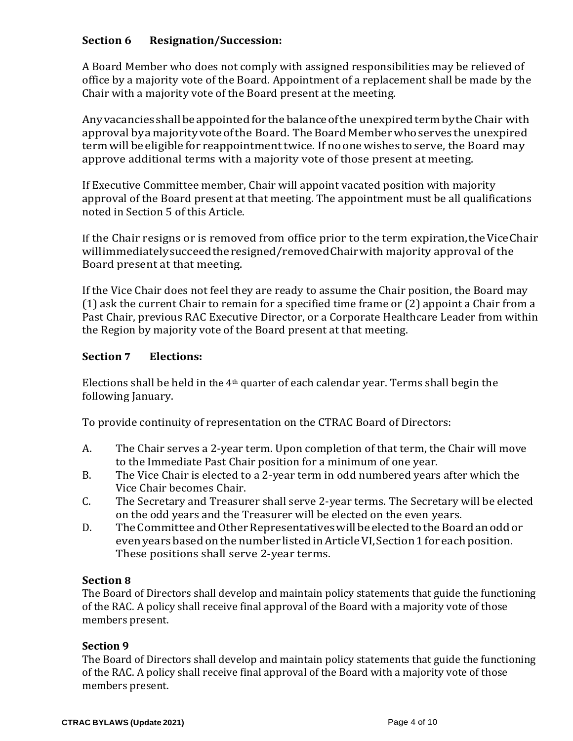### Section 6 Resignation/Succession:

A Board Member who does not comply with assigned responsibilities may be relieved of office by a majority vote of the Board. Appointment of a replacement shall be made by the Chair with a majority vote of the Board present at the meeting.

Any vacancies shall be appointed for the balance of the unexpired term by the Chair with approval by a majority vote of the Board. The Board Member who serves the unexpired term will be eligible for reappointment twice. If no one wishes to serve, the Board may approve additional terms with a majority vote of those present at meeting.

If Executive Committee member, Chair will appoint vacated position with majority approval of the Board present at that meeting. The appointment must be all qualifications noted in Section 5 of this Article.

If the Chair resigns or is removed from office prior to the term expiration, the Vice Chair will immediately succeed the resigned/removed Chair with majority approval of the Board present at that meeting.

If the Vice Chair does not feel they are ready to assume the Chair position, the Board may (1) ask the current Chair to remain for a specified time frame or (2) appoint a Chair from a Past Chair, previous RAC Executive Director, or a Corporate Healthcare Leader from within the Region by majority vote of the Board present at that meeting.

### Section 7 Elections:

Elections shall be held in the 4th quarter of each calendar year. Terms shall begin the following January.

To provide continuity of representation on the CTRAC Board of Directors:

A. The Chair serves a 2-year term. Upon completion of that term, the Chair will move to the Immediate Past Chair position for a minimum of one year.

B. The Vice Chair is elected to a 2-year term in odd numbered years after which the Vice Chair becomes Chair.

C. The Secretary and Treasurer shall serve 2-year terms. The Secretary will be elected on the odd years and the Treasurer will be elected on the even years.

D. The Committee and Other Representatives will be elected to the Board an odd or even years based on the number listed in Article VI, Section 1 for each position. These positions shall serve 2-year terms.

### Section 8

The Board of Directors shall develop and maintain policy statements that guide the functioning of the RAC. A policy shall receive final approval of the Board with a majority vote of those members present.

### Section 9

The Board of Directors shall develop and maintain policy statements that guide the functioning of the RAC. A policy shall receive final approval of the Board with a majority vote of those members present.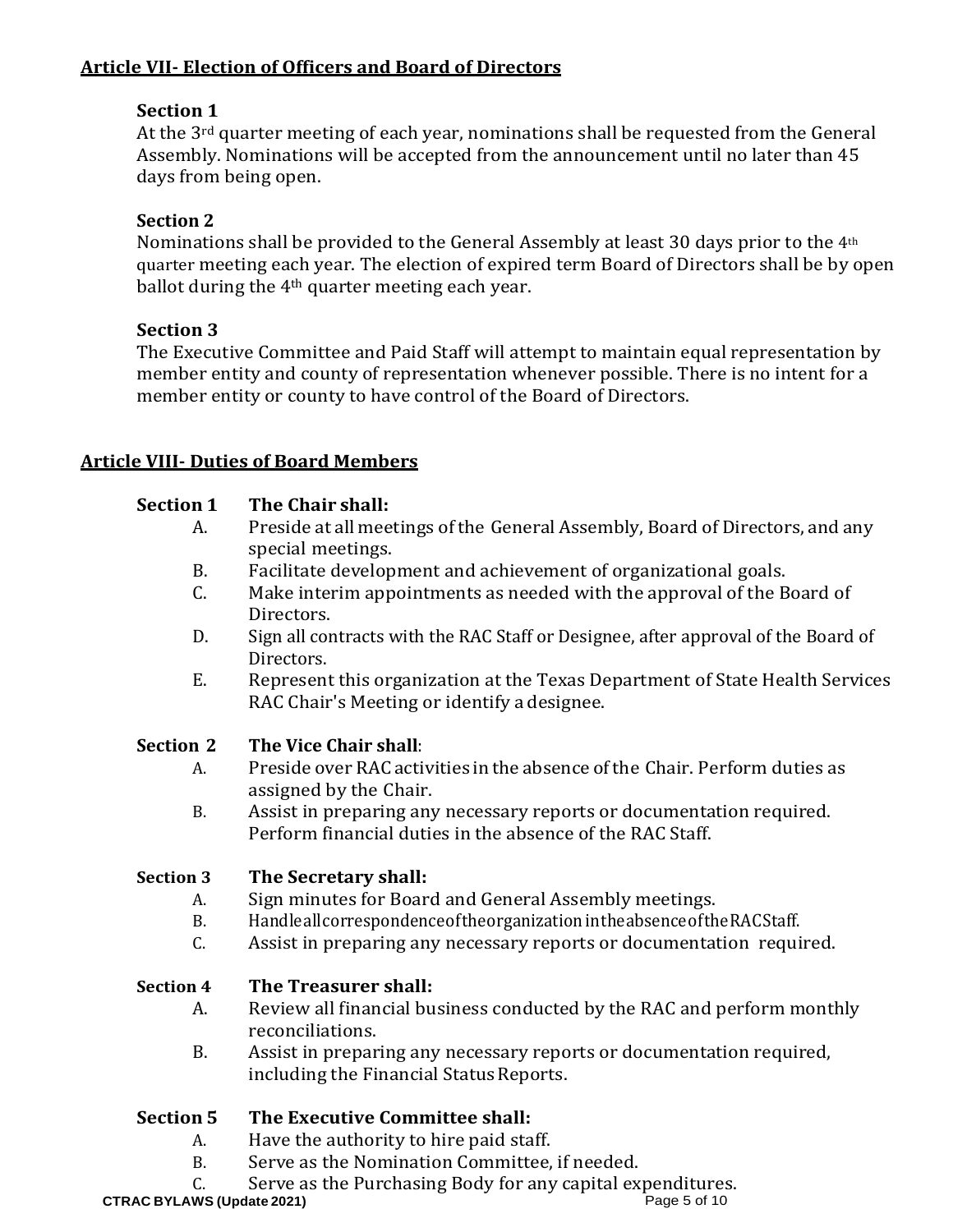## Article VII- Election of Officers and Board of Directors

### Section 1

At the 3rd quarter meeting of each year, nominations shall be requested from the General Assembly. Nominations will be accepted from the announcement until no later than 45 days from being open.

### Section 2

Nominations shall be provided to the General Assembly at least 30 days prior to the 4th quarter meeting each year. The election of expired term Board of Directors shall be by open ballot during the 4th quarter meeting each year.

### Section 3

The Executive Committee and Paid Staff will attempt to maintain equal representation by member entity and county of representation whenever possible. There is no intent for a member entity or county to have control of the Board of Directors.

## Article VIII- Duties of Board Members

### Section 1 The Chair shall:

A. Preside at all meetings of the General Assembly, Board of Directors, and any special meetings.
B. Facilitate development and achievement of organizational goals.
C. Make interim appointments as needed with the approval of the Board of Directors.
D. Sign all contracts with the RAC Staff or Designee, after approval of the Board of Directors.
E. Represent this organization at the Texas Department of State Health Services RAC Chair's Meeting or identify a designee.

### Section 2 The Vice Chair shall:

A. Preside over RAC activities in the absence of the Chair. Perform duties as assigned by the Chair.
B. Assist in preparing any necessary reports or documentation required. Perform financial duties in the absence of the RAC Staff.

### Section 3 The Secretary shall:

A. Sign minutes for Board and General Assembly meetings.
B. Handle all correspondence of the organization in the absence of the RAC Staff.
C. Assist in preparing any necessary reports or documentation required.

### Section 4 The Treasurer shall:

A. Review all financial business conducted by the RAC and perform monthly reconciliations.
B. Assist in preparing any necessary reports or documentation required, including the Financial Status Reports.

### Section 5 The Executive Committee shall:

A. Have the authority to hire paid staff.
B. Serve as the Nomination Committee, if needed.
C. Serve as the Purchasing Body for any capital expenditures.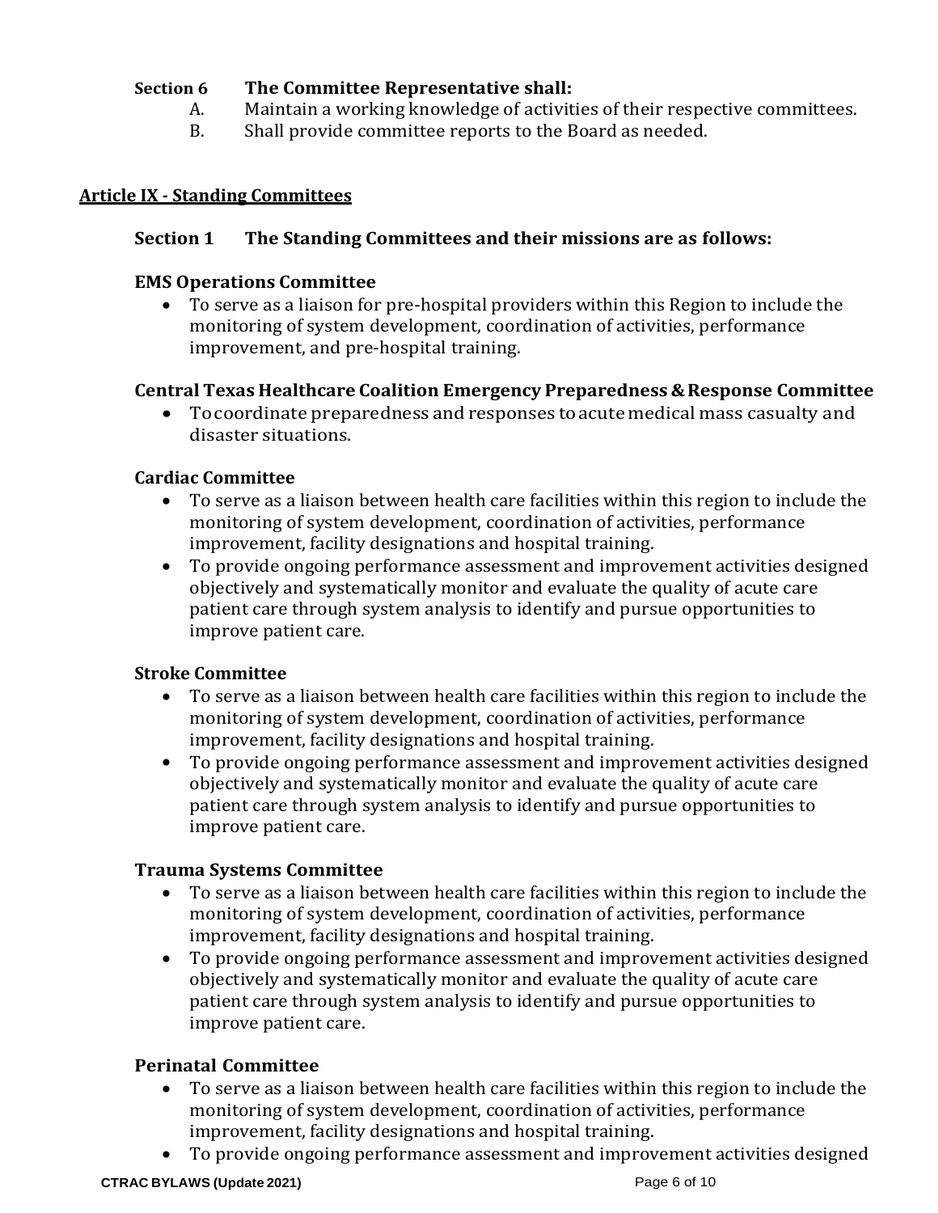**Section 6 The Committee Representative shall:**

A. Maintain a working knowledge of activities of their respective committees.

B. Shall provide committee reports to the Board as needed.

## Article IX - Standing Committees

### Section 1 The Standing Committees and their missions are as follows:

**EMS Operations Committee**

- To serve as a liaison for pre-hospital providers within this Region to include the monitoring of system development, coordination of activities, performance improvement, and pre-hospital training.

**Central Texas Healthcare Coalition Emergency Preparedness & Response Committee**

- To coordinate preparedness and responses to acute medical mass casualty and disaster situations.

**Cardiac Committee**

- To serve as a liaison between health care facilities within this region to include the monitoring of system development, coordination of activities, performance improvement, facility designations and hospital training.
- To provide ongoing performance assessment and improvement activities designed objectively and systematically monitor and evaluate the quality of acute care patient care through system analysis to identify and pursue opportunities to improve patient care.

**Stroke Committee**

- To serve as a liaison between health care facilities within this region to include the monitoring of system development, coordination of activities, performance improvement, facility designations and hospital training.
- To provide ongoing performance assessment and improvement activities designed objectively and systematically monitor and evaluate the quality of acute care patient care through system analysis to identify and pursue opportunities to improve patient care.

**Trauma Systems Committee**

- To serve as a liaison between health care facilities within this region to include the monitoring of system development, coordination of activities, performance improvement, facility designations and hospital training.
- To provide ongoing performance assessment and improvement activities designed objectively and systematically monitor and evaluate the quality of acute care patient care through system analysis to identify and pursue opportunities to improve patient care.

**Perinatal Committee**

- To serve as a liaison between health care facilities within this region to include the monitoring of system development, coordination of activities, performance improvement, facility designations and hospital training.
- To provide ongoing performance assessment and improvement activities designed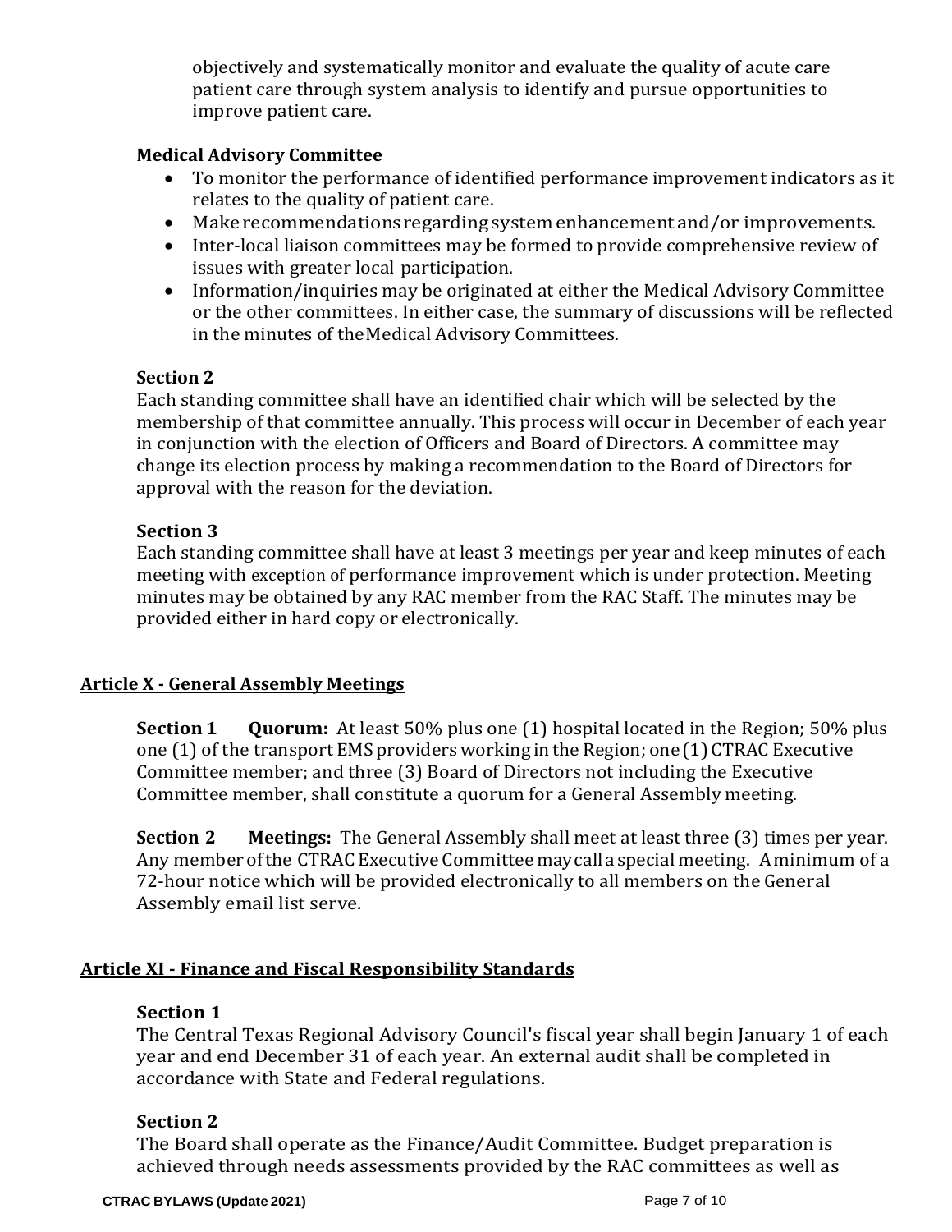objectively and systematically monitor and evaluate the quality of acute care patient care through system analysis to identify and pursue opportunities to improve patient care.

**Medical Advisory Committee**

- To monitor the performance of identified performance improvement indicators as it relates to the quality of patient care.
- Make recommendations regarding system enhancement and/or improvements.
- Inter-local liaison committees may be formed to provide comprehensive review of issues with greater local participation.
- Information/inquiries may be originated at either the Medical Advisory Committee or the other committees. In either case, the summary of discussions will be reflected in the minutes of the Medical Advisory Committees.

**Section 2**

Each standing committee shall have an identified chair which will be selected by the membership of that committee annually. This process will occur in December of each year in conjunction with the election of Officers and Board of Directors. A committee may change its election process by making a recommendation to the Board of Directors for approval with the reason for the deviation.

**Section 3**

Each standing committee shall have at least 3 meetings per year and keep minutes of each meeting with exception of performance improvement which is under protection. Meeting minutes may be obtained by any RAC member from the RAC Staff. The minutes may be provided either in hard copy or electronically.

## Article X - General Assembly Meetings

**Section 1 Quorum:** At least 50% plus one (1) hospital located in the Region; 50% plus one (1) of the transport EMS providers working in the Region; one (1) CTRAC Executive Committee member; and three (3) Board of Directors not including the Executive Committee member, shall constitute a quorum for a General Assembly meeting.

**Section 2 Meetings:** The General Assembly shall meet at least three (3) times per year. Any member of the CTRAC Executive Committee may call a special meeting. A minimum of a 72-hour notice which will be provided electronically to all members on the General Assembly email list serve.

## Article XI - Finance and Fiscal Responsibility Standards

**Section 1**

The Central Texas Regional Advisory Council's fiscal year shall begin January 1 of each year and end December 31 of each year. An external audit shall be completed in accordance with State and Federal regulations.

**Section 2**

The Board shall operate as the Finance/Audit Committee. Budget preparation is achieved through needs assessments provided by the RAC committees as well as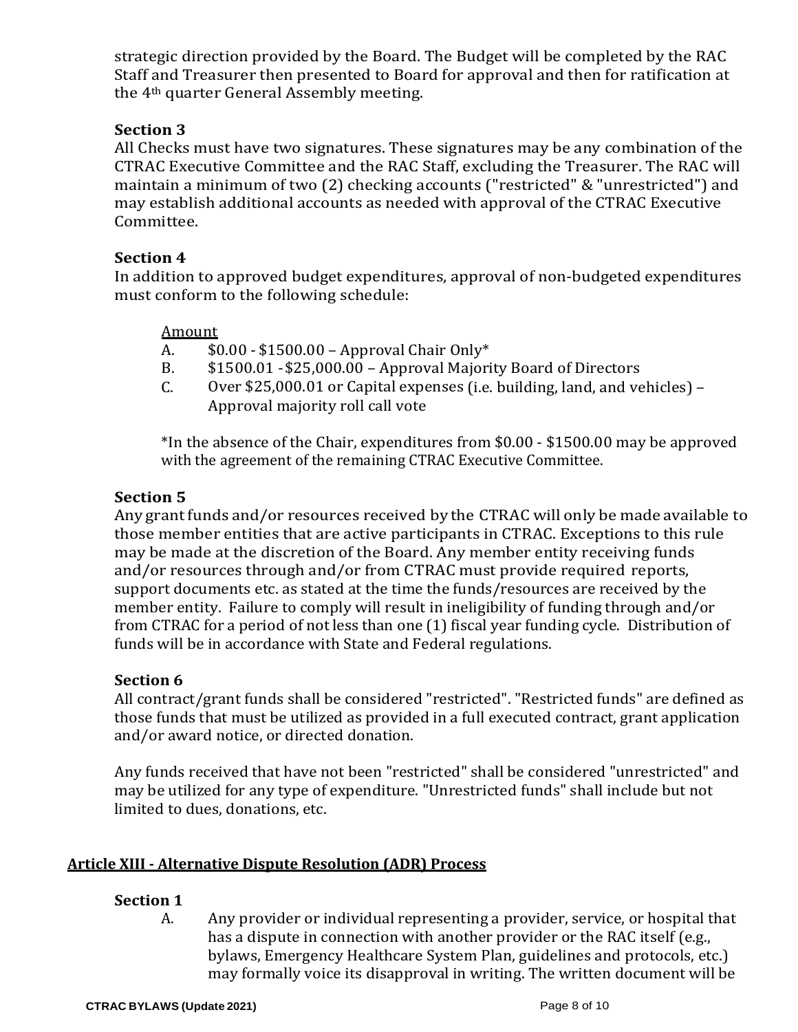strategic direction provided by the Board. The Budget will be completed by the RAC Staff and Treasurer then presented to Board for approval and then for ratification at the 4th quarter General Assembly meeting.

### Section 3

All Checks must have two signatures. These signatures may be any combination of the CTRAC Executive Committee and the RAC Staff, excluding the Treasurer. The RAC will maintain a minimum of two (2) checking accounts ("restricted" & "unrestricted") and may establish additional accounts as needed with approval of the CTRAC Executive Committee.

### Section 4

In addition to approved budget expenditures, approval of non-budgeted expenditures must conform to the following schedule:

<u>Amount</u>

A. $0.00 - $1500.00 – Approval Chair Only*
B. $1500.01 -$25,000.00 – Approval Majority Board of Directors
C. Over $25,000.01 or Capital expenses (i.e. building, land, and vehicles) – Approval majority roll call vote

*In the absence of the Chair, expenditures from $0.00 - $1500.00 may be approved with the agreement of the remaining CTRAC Executive Committee.

### Section 5

Any grant funds and/or resources received by the CTRAC will only be made available to those member entities that are active participants in CTRAC. Exceptions to this rule may be made at the discretion of the Board. Any member entity receiving funds and/or resources through and/or from CTRAC must provide required reports, support documents etc. as stated at the time the funds/resources are received by the member entity. Failure to comply will result in ineligibility of funding through and/or from CTRAC for a period of not less than one (1) fiscal year funding cycle. Distribution of funds will be in accordance with State and Federal regulations.

### Section 6

All contract/grant funds shall be considered "restricted". "Restricted funds" are defined as those funds that must be utilized as provided in a full executed contract, grant application and/or award notice, or directed donation.

Any funds received that have not been "restricted" shall be considered "unrestricted" and may be utilized for any type of expenditure. "Unrestricted funds" shall include but not limited to dues, donations, etc.

## Article XIII - Alternative Dispute Resolution (ADR) Process

### Section 1

A. Any provider or individual representing a provider, service, or hospital that has a dispute in connection with another provider or the RAC itself (e.g., bylaws, Emergency Healthcare System Plan, guidelines and protocols, etc.) may formally voice its disapproval in writing. The written document will be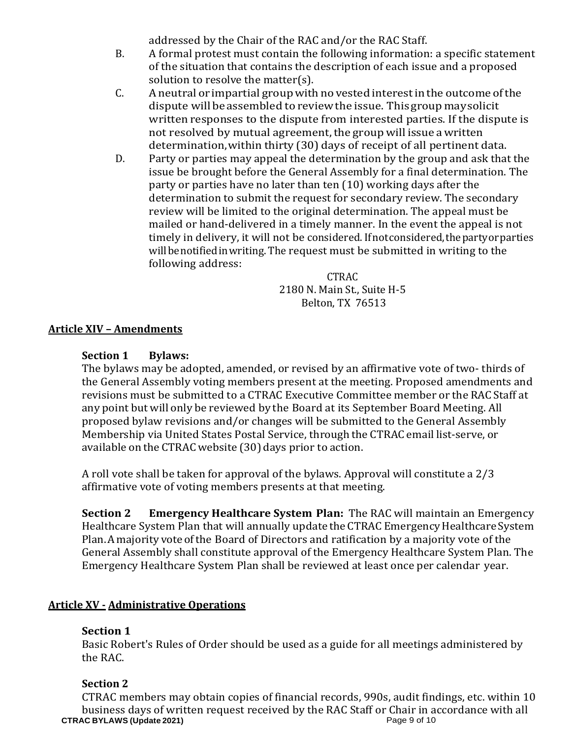addressed by the Chair of the RAC and/or the RAC Staff.

B. A formal protest must contain the following information: a specific statement of the situation that contains the description of each issue and a proposed solution to resolve the matter(s).

C. A neutral or impartial group with no vested interest in the outcome of the dispute will be assembled to review the issue. This group may solicit written responses to the dispute from interested parties. If the dispute is not resolved by mutual agreement, the group will issue a written determination, within thirty (30) days of receipt of all pertinent data.

D. Party or parties may appeal the determination by the group and ask that the issue be brought before the General Assembly for a final determination. The party or parties have no later than ten (10) working days after the determination to submit the request for secondary review. The secondary review will be limited to the original determination. The appeal must be mailed or hand-delivered in a timely manner. In the event the appeal is not timely in delivery, it will not be considered. If not considered, the party or parties will be notified in writing. The request must be submitted in writing to the following address:

CTRAC
2180 N. Main St., Suite H-5
Belton, TX 76513

## Article XIV – Amendments

### Section 1 Bylaws:

The bylaws may be adopted, amended, or revised by an affirmative vote of two- thirds of the General Assembly voting members present at the meeting. Proposed amendments and revisions must be submitted to a CTRAC Executive Committee member or the RAC Staff at any point but will only be reviewed by the Board at its September Board Meeting. All proposed bylaw revisions and/or changes will be submitted to the General Assembly Membership via United States Postal Service, through the CTRAC email list-serve, or available on the CTRAC website (30) days prior to action.

A roll vote shall be taken for approval of the bylaws. Approval will constitute a 2/3 affirmative vote of voting members presents at that meeting.

**Section 2 Emergency Healthcare System Plan:** The RAC will maintain an Emergency Healthcare System Plan that will annually update the CTRAC Emergency Healthcare System Plan. A majority vote of the Board of Directors and ratification by a majority vote of the General Assembly shall constitute approval of the Emergency Healthcare System Plan. The Emergency Healthcare System Plan shall be reviewed at least once per calendar year.

## Article XV - Administrative Operations

### Section 1

Basic Robert's Rules of Order should be used as a guide for all meetings administered by the RAC.

### Section 2

CTRAC members may obtain copies of financial records, 990s, audit findings, etc. within 10 business days of written request received by the RAC Staff or Chair in accordance with all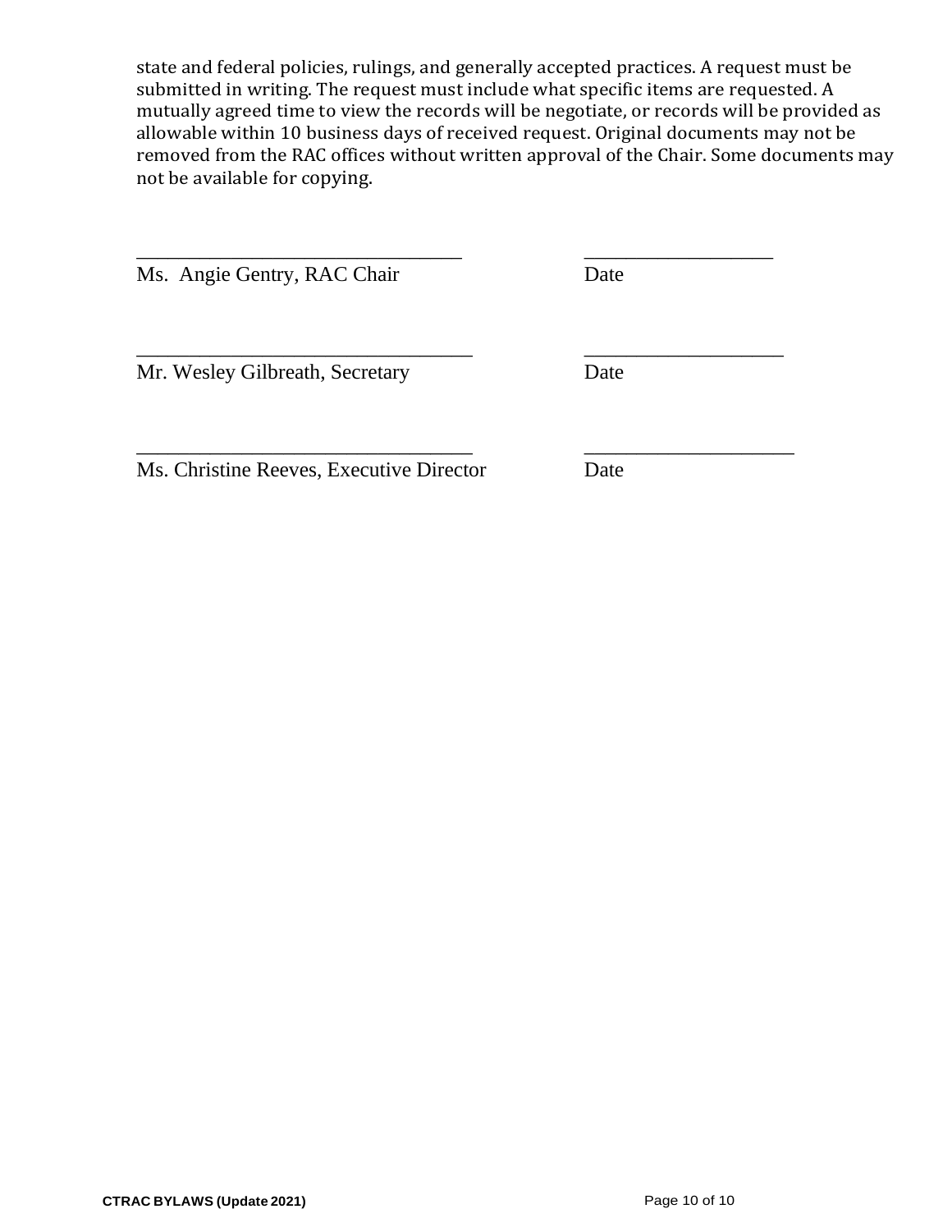state and federal policies, rulings, and generally accepted practices. A request must be submitted in writing. The request must include what specific items are requested. A mutually agreed time to view the records will be negotiate, or records will be provided as allowable within 10 business days of received request. Original documents may not be removed from the RAC offices without written approval of the Chair. Some documents may not be available for copying.

_________________________________ ___________________

Ms. Angie Gentry, RAC Chair Date

__________________________________ ____________________

Mr. Wesley Gilbreath, Secretary Date

__________________________________ _____________________

Ms. Christine Reeves, Executive Director Date